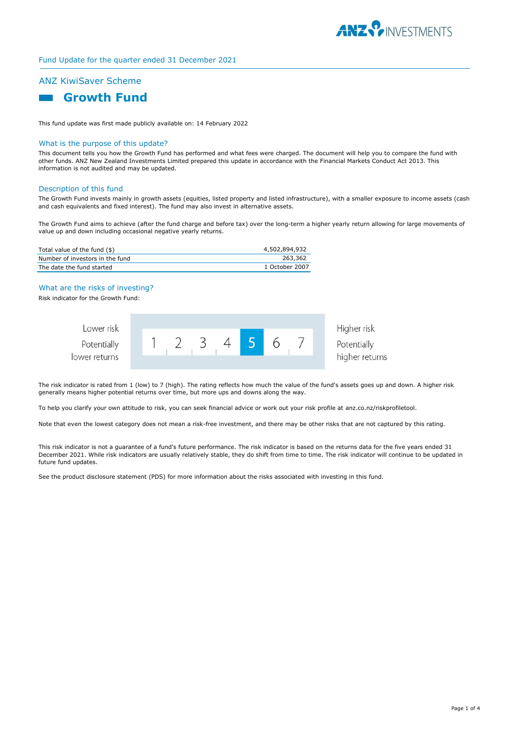Fund Update for the quarter ended 31 December 2021

## ANZ KiwiSaver Scheme

# Growth Fund

This fund update was first made publicly available on: 14 February 2022

### What is the purpose of this update?

This document tells you how the Growth Fund has performed and what fees were charged. The document will help you to compare the fund with other funds. ANZ New Zealand Investments Limited prepared this update in accordance with the Financial Markets Conduct Act 2013. This information is not audited and may be updated.

### Description of this fund

The Growth Fund invests mainly in growth assets (equities, listed property and listed infrastructure), with a smaller exposure to income assets (cash and cash equivalents and fixed interest). The fund may also invest in alternative assets.

The Growth Fund aims to achieve (after the fund charge and before tax) over the long-term a higher yearly return allowing for large movements of value up and down including occasional negative yearly returns.

| | |
|---|---|
| Total value of the fund ($) | 4,502,894,932 |
| Number of investors in the fund | 263,362 |
| The date the fund started | 1 October 2007 |

### What are the risks of investing?

Risk indicator for the Growth Fund:

| Lower risk<br>Potentially lower returns | 1 | 2 | 3 | 4 | **5** | 6 | 7 | Higher risk<br>Potentially higher returns |
|---|---|---|---|---|---|---|---|---|

The risk indicator is rated from 1 (low) to 7 (high). The rating reflects how much the value of the fund's assets goes up and down. A higher risk generally means higher potential returns over time, but more ups and downs along the way.

To help you clarify your own attitude to risk, you can seek financial advice or work out your risk profile at anz.co.nz/riskprofiletool.

Note that even the lowest category does not mean a risk-free investment, and there may be other risks that are not captured by this rating.

This risk indicator is not a guarantee of a fund's future performance. The risk indicator is based on the returns data for the five years ended 31 December 2021. While risk indicators are usually relatively stable, they do shift from time to time. The risk indicator will continue to be updated in future fund updates.

See the product disclosure statement (PDS) for more information about the risks associated with investing in this fund.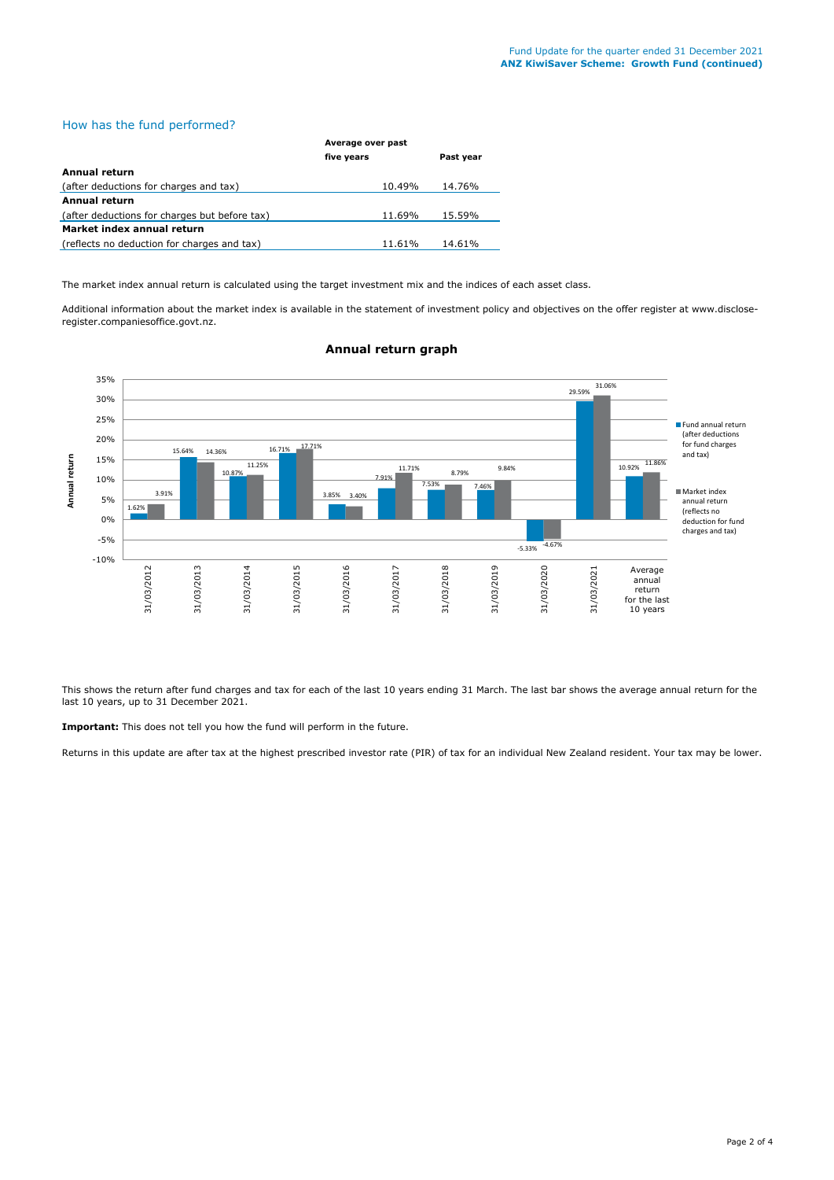## How has the fund performed?

| | Average over past five years | Past year |
|---|---|---|
| **Annual return** | | |
| (after deductions for charges and tax) | 10.49% | 14.76% |
| **Annual return** | | |
| (after deductions for charges but before tax) | 11.69% | 15.59% |
| **Market index annual return** | | |
| (reflects no deduction for charges and tax) | 11.61% | 14.61% |

The market index annual return is calculated using the target investment mix and the indices of each asset class.

Additional information about the market index is available in the statement of investment policy and objectives on the offer register at www.disclose-register.companiesoffice.govt.nz.

### Annual return graph

| | Fund annual return (after deductions for fund charges and tax) | Market index annual return (reflects no deduction for fund charges and tax) |
|---|---|---|
| 31/03/2012 | 1.62% | 3.91% |
| 31/03/2013 | 15.64% | 14.36% |
| 31/03/2014 | 10.87% | 11.25% |
| 31/03/2015 | 16.71% | 17.71% |
| 31/03/2016 | 3.85% | 3.40% |
| 31/03/2017 | 7.91% | 11.71% |
| 31/03/2018 | 7.53% | 8.79% |
| 31/03/2019 | 7.46% | 9.84% |
| 31/03/2020 | -5.33% | -4.67% |
| 31/03/2021 | 29.59% | 31.06% |
| Average annual return for the last 10 years | 10.92% | 11.86% |

This shows the return after fund charges and tax for each of the last 10 years ending 31 March. The last bar shows the average annual return for the last 10 years, up to 31 December 2021.

**Important:** This does not tell you how the fund will perform in the future.

Returns in this update are after tax at the highest prescribed investor rate (PIR) of tax for an individual New Zealand resident. Your tax may be lower.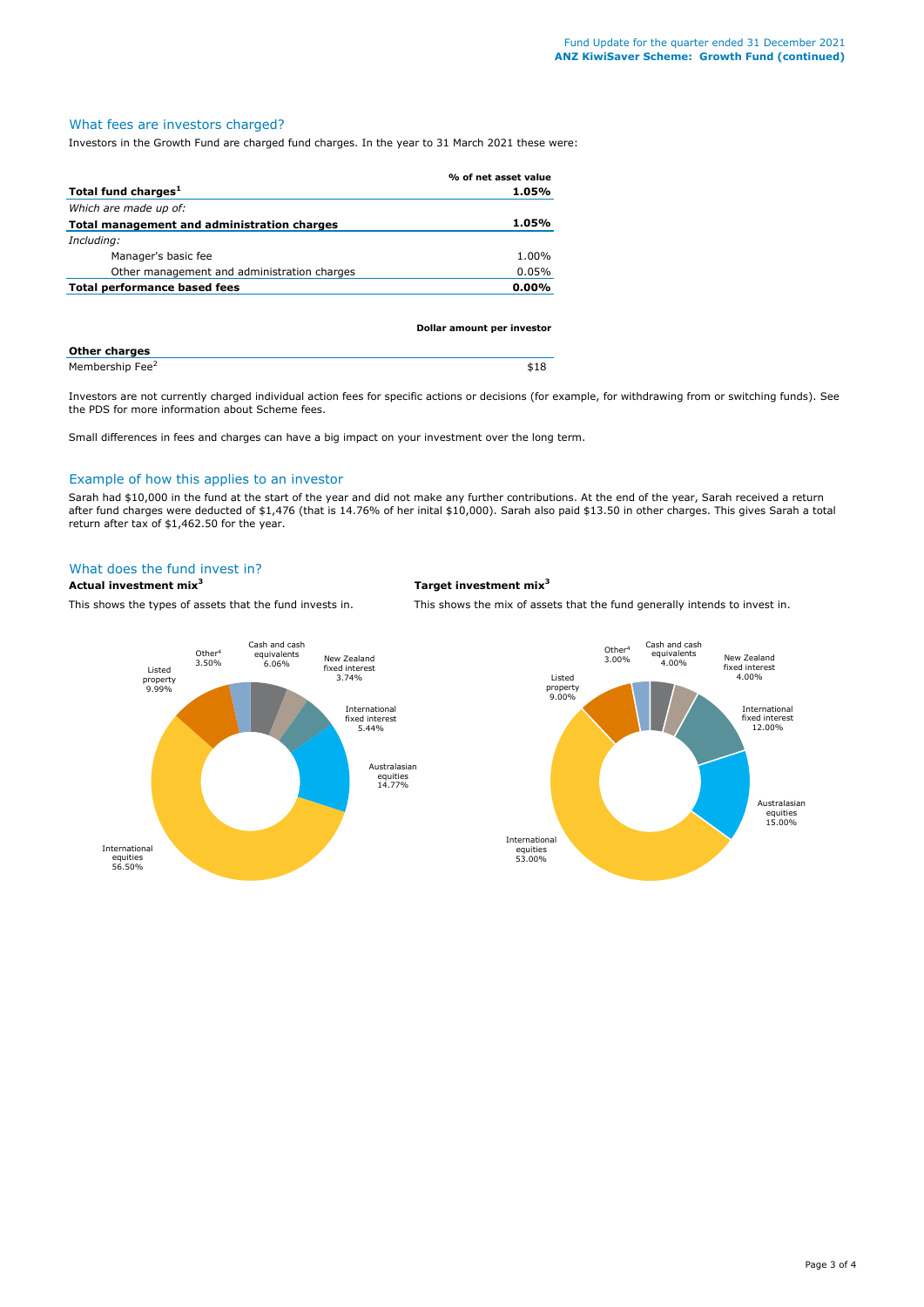## What fees are investors charged?

Investors in the Growth Fund are charged fund charges. In the year to 31 March 2021 these were:

| | % of net asset value |
|---|---|
| **Total fund charges[1]** | **1.05%** |
| *Which are made up of:* | |
| **Total management and administration charges** | **1.05%** |
| *Including:* | |
| Manager's basic fee | 1.00% |
| Other management and administration charges | 0.05% |
| **Total performance based fees** | **0.00%** |

| | Dollar amount per investor |
|---|---|
| **Other charges** | |
| Membership Fee[2] | $18 |

Investors are not currently charged individual action fees for specific actions or decisions (for example, for withdrawing from or switching funds). See the PDS for more information about Scheme fees.

Small differences in fees and charges can have a big impact on your investment over the long term.

## Example of how this applies to an investor

Sarah had $10,000 in the fund at the start of the year and did not make any further contributions. At the end of the year, Sarah received a return after fund charges were deducted of $1,476 (that is 14.76% of her inital $10,000). Sarah also paid $13.50 in other charges. This gives Sarah a total return after tax of $1,462.50 for the year.

## What does the fund invest in?

**Actual investment mix[3]**

This shows the types of assets that the fund invests in.

| Asset | Actual |
|---|---|
| Cash and cash equivalents | 6.06% |
| New Zealand fixed interest | 3.74% |
| International fixed interest | 5.44% |
| Australasian equities | 14.77% |
| International equities | 56.50% |
| Listed property | 9.99% |
| Other[4] | 3.50% |

**Target investment mix[3]**

This shows the mix of assets that the fund generally intends to invest in.

| Asset | Target |
|---|---|
| Cash and cash equivalents | 4.00% |
| New Zealand fixed interest | 4.00% |
| International fixed interest | 12.00% |
| Australasian equities | 15.00% |
| International equities | 53.00% |
| Listed property | 9.00% |
| Other[4] | 3.00% |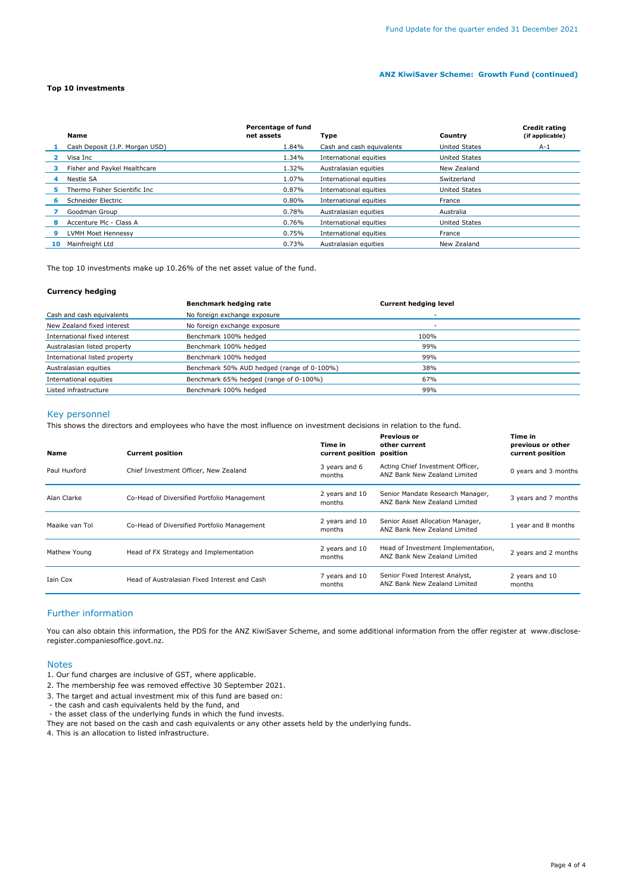**ANZ KiwiSaver Scheme: Growth Fund (continued)**

**Top 10 investments**

| | Name | Percentage of fund net assets | Type | Country | Credit rating (if applicable) |
|---|---|---|---|---|---|
| 1 | Cash Deposit (J.P. Morgan USD) | 1.84% | Cash and cash equivalents | United States | A-1 |
| 2 | Visa Inc | 1.34% | International equities | United States | |
| 3 | Fisher and Paykel Healthcare | 1.32% | Australasian equities | New Zealand | |
| 4 | Nestle SA | 1.07% | International equities | Switzerland | |
| 5 | Thermo Fisher Scientific Inc | 0.87% | International equities | United States | |
| 6 | Schneider Electric | 0.80% | International equities | France | |
| 7 | Goodman Group | 0.78% | Australasian equities | Australia | |
| 8 | Accenture Plc - Class A | 0.76% | International equities | United States | |
| 9 | LVMH Moet Hennessy | 0.75% | International equities | France | |
| 10 | Mainfreight Ltd | 0.73% | Australasian equities | New Zealand | |

The top 10 investments make up 10.26% of the net asset value of the fund.

**Currency hedging**

| | Benchmark hedging rate | Current hedging level |
|---|---|---|
| Cash and cash equivalents | No foreign exchange exposure | - |
| New Zealand fixed interest | No foreign exchange exposure | - |
| International fixed interest | Benchmark 100% hedged | 100% |
| Australasian listed property | Benchmark 100% hedged | 99% |
| International listed property | Benchmark 100% hedged | 99% |
| Australasian equities | Benchmark 50% AUD hedged (range of 0-100%) | 38% |
| International equities | Benchmark 65% hedged (range of 0-100%) | 67% |
| Listed infrastructure | Benchmark 100% hedged | 99% |

## Key personnel

This shows the directors and employees who have the most influence on investment decisions in relation to the fund.

| Name | Current position | Time in current position | Previous or other current position | Time in previous or other current position |
|---|---|---|---|---|
| Paul Huxford | Chief Investment Officer, New Zealand | 3 years and 6 months | Acting Chief Investment Officer, ANZ Bank New Zealand Limited | 0 years and 3 months |
| Alan Clarke | Co-Head of Diversified Portfolio Management | 2 years and 10 months | Senior Mandate Research Manager, ANZ Bank New Zealand Limited | 3 years and 7 months |
| Maaike van Tol | Co-Head of Diversified Portfolio Management | 2 years and 10 months | Senior Asset Allocation Manager, ANZ Bank New Zealand Limited | 1 year and 8 months |
| Mathew Young | Head of FX Strategy and Implementation | 2 years and 10 months | Head of Investment Implementation, ANZ Bank New Zealand Limited | 2 years and 2 months |
| Iain Cox | Head of Australasian Fixed Interest and Cash | 7 years and 10 months | Senior Fixed Interest Analyst, ANZ Bank New Zealand Limited | 2 years and 10 months |

## Further information

You can also obtain this information, the PDS for the ANZ KiwiSaver Scheme, and some additional information from the offer register at www.disclose-register.companiesoffice.govt.nz.

## Notes

1. Our fund charges are inclusive of GST, where applicable.
2. The membership fee was removed effective 30 September 2021.
3. The target and actual investment mix of this fund are based on:
   - the cash and cash equivalents held by the fund, and
   - the asset class of the underlying funds in which the fund invests.

   They are not based on the cash and cash equivalents or any other assets held by the underlying funds.
4. This is an allocation to listed infrastructure.